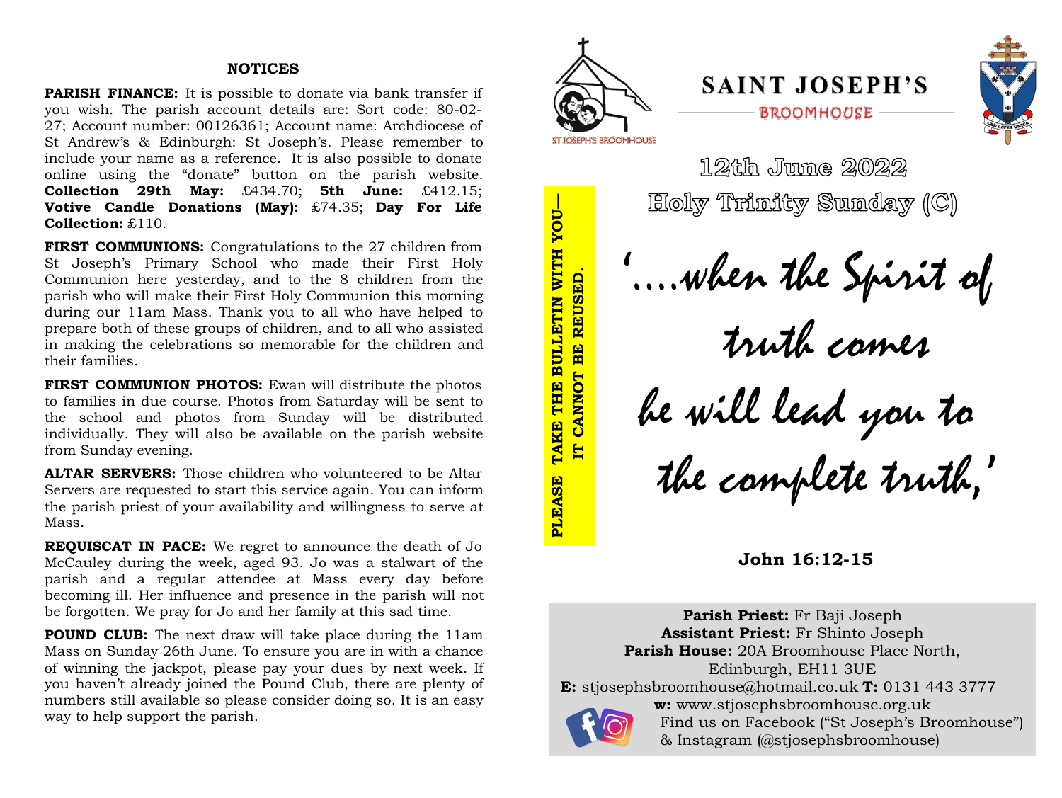## NOTICES

**PARISH FINANCE:** It is possible to donate via bank transfer if you wish. The parish account details are: Sort code: 80-02-27; Account number: 00126361; Account name: Archdiocese of St Andrew's & Edinburgh: St Joseph's. Please remember to include your name as a reference. It is also possible to donate online using the "donate" button on the parish website. **Collection 29th May:** £434.70; **5th June:** £412.15; **Votive Candle Donations (May):** £74.35; **Day For Life Collection:** £110.

**FIRST COMMUNIONS:** Congratulations to the 27 children from St Joseph's Primary School who made their First Holy Communion here yesterday, and to the 8 children from the parish who will make their First Holy Communion this morning during our 11am Mass. Thank you to all who have helped to prepare both of these groups of children, and to all who assisted in making the celebrations so memorable for the children and their families.

**FIRST COMMUNION PHOTOS:** Ewan will distribute the photos to families in due course. Photos from Saturday will be sent to the school and photos from Sunday will be distributed individually. They will also be available on the parish website from Sunday evening.

**ALTAR SERVERS:** Those children who volunteered to be Altar Servers are requested to start this service again. You can inform the parish priest of your availability and willingness to serve at Mass.

**REQUISCAT IN PACE:** We regret to announce the death of Jo McCauley during the week, aged 93. Jo was a stalwart of the parish and a regular attendee at Mass every day before becoming ill. Her influence and presence in the parish will not be forgotten. We pray for Jo and her family at this sad time.

**POUND CLUB:** The next draw will take place during the 11am Mass on Sunday 26th June. To ensure you are in with a chance of winning the jackpot, please pay your dues by next week. If you haven't already joined the Pound Club, there are plenty of numbers still available so please consider doing so. It is an easy way to help support the parish.

ST JOSEPH'S BROOMHOUSE

# SAINT JOSEPH'S

BROOMHOUSE

CRUX SPES UNICA

**PLEASE TAKE THE BULLETIN WITH YOU— IT CANNOT BE REUSED.**

## 12th June 2022
## Holy Trinity Sunday (C)

*'....when the Spirit of truth comes he will lead you to the complete truth,'*

**John 16:12-15**

**Parish Priest:** Fr Baji Joseph
**Assistant Priest:** Fr Shinto Joseph
**Parish House:** 20A Broomhouse Place North, Edinburgh, EH11 3UE
**E:** stjosephsbroomhouse@hotmail.co.uk **T:** 0131 443 3777
**w:** www.stjosephsbroomhouse.org.uk
Find us on Facebook ("St Joseph's Broomhouse") & Instagram (@stjosephsbroomhouse)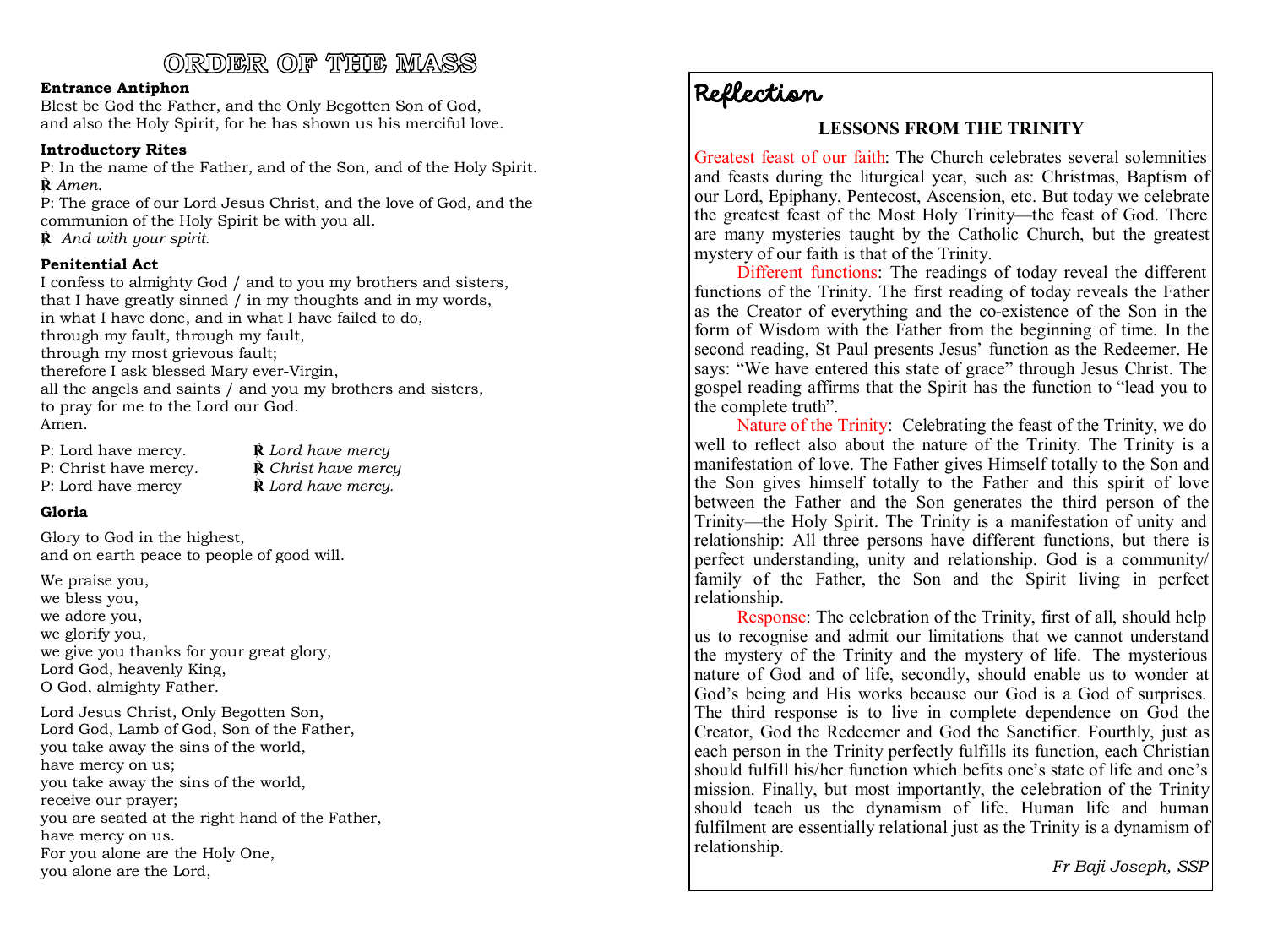# ORDER OF THE MASS

**Entrance Antiphon**

Blest be God the Father, and the Only Begotten Son of God,
and also the Holy Spirit, for he has shown us his merciful love.

**Introductory Rites**

P: In the name of the Father, and of the Son, and of the Holy Spirit.
℟ *Amen.*
P: The grace of our Lord Jesus Christ, and the love of God, and the communion of the Holy Spirit be with you all.
℟ *And with your spirit.*

**Penitential Act**

I confess to almighty God / and to you my brothers and sisters,
that I have greatly sinned / in my thoughts and in my words,
in what I have done, and in what I have failed to do,
through my fault, through my fault,
through my most grievous fault;
therefore I ask blessed Mary ever-Virgin,
all the angels and saints / and you my brothers and sisters,
to pray for me to the Lord our God.
Amen.

P: Lord have mercy. ℟ *Lord have mercy*
P: Christ have mercy. ℟ *Christ have mercy*
P: Lord have mercy ℟ *Lord have mercy.*

**Gloria**

Glory to God in the highest,
and on earth peace to people of good will.

We praise you,
we bless you,
we adore you,
we glorify you,
we give you thanks for your great glory,
Lord God, heavenly King,
O God, almighty Father.

Lord Jesus Christ, Only Begotten Son,
Lord God, Lamb of God, Son of the Father,
you take away the sins of the world,
have mercy on us;
you take away the sins of the world,
receive our prayer;
you are seated at the right hand of the Father,
have mercy on us.
For you alone are the Holy One,
you alone are the Lord,

## Reflection

### LESSONS FROM THE TRINITY

Greatest feast of our faith: The Church celebrates several solemnities and feasts during the liturgical year, such as: Christmas, Baptism of our Lord, Epiphany, Pentecost, Ascension, etc. But today we celebrate the greatest feast of the Most Holy Trinity—the feast of God. There are many mysteries taught by the Catholic Church, but the greatest mystery of our faith is that of the Trinity.

Different functions: The readings of today reveal the different functions of the Trinity. The first reading of today reveals the Father as the Creator of everything and the co-existence of the Son in the form of Wisdom with the Father from the beginning of time. In the second reading, St Paul presents Jesus' function as the Redeemer. He says: "We have entered this state of grace" through Jesus Christ. The gospel reading affirms that the Spirit has the function to "lead you to the complete truth".

Nature of the Trinity: Celebrating the feast of the Trinity, we do well to reflect also about the nature of the Trinity. The Trinity is a manifestation of love. The Father gives Himself totally to the Son and the Son gives himself totally to the Father and this spirit of love between the Father and the Son generates the third person of the Trinity—the Holy Spirit. The Trinity is a manifestation of unity and relationship: All three persons have different functions, but there is perfect understanding, unity and relationship. God is a community/ family of the Father, the Son and the Spirit living in perfect relationship.

Response: The celebration of the Trinity, first of all, should help us to recognise and admit our limitations that we cannot understand the mystery of the Trinity and the mystery of life. The mysterious nature of God and of life, secondly, should enable us to wonder at God's being and His works because our God is a God of surprises. The third response is to live in complete dependence on God the Creator, God the Redeemer and God the Sanctifier. Fourthly, just as each person in the Trinity perfectly fulfills its function, each Christian should fulfill his/her function which befits one's state of life and one's mission. Finally, but most importantly, the celebration of the Trinity should teach us the dynamism of life. Human life and human fulfilment are essentially relational just as the Trinity is a dynamism of relationship.

*Fr Baji Joseph, SSP*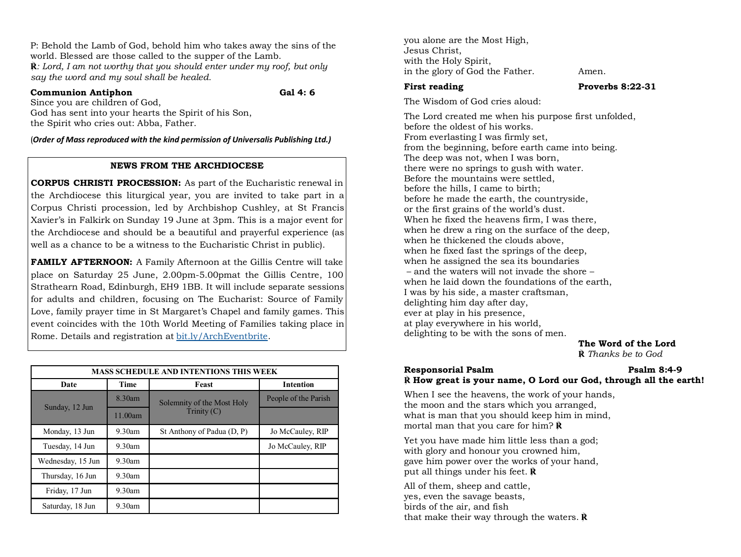P: Behold the Lamb of God, behold him who takes away the sins of the world. Blessed are those called to the supper of the Lamb.
℟: *Lord, I am not worthy that you should enter under my roof, but only say the word and my soul shall be healed.*

**Communion Antiphon** **Gal 4: 6**

Since you are children of God,
God has sent into your hearts the Spirit of his Son,
the Spirit who cries out: Abba, Father.

(***Order of Mass reproduced with the kind permission of Universalis Publishing Ltd.)***

**NEWS FROM THE ARCHDIOCESE**

**CORPUS CHRISTI PROCESSION:** As part of the Eucharistic renewal in the Archdiocese this liturgical year, you are invited to take part in a Corpus Christi procession, led by Archbishop Cushley, at St Francis Xavier's in Falkirk on Sunday 19 June at 3pm. This is a major event for the Archdiocese and should be a beautiful and prayerful experience (as well as a chance to be a witness to the Eucharistic Christ in public).

**FAMILY AFTERNOON:** A Family Afternoon at the Gillis Centre will take place on Saturday 25 June, 2.00pm-5.00pmat the Gillis Centre, 100 Strathearn Road, Edinburgh, EH9 1BB. It will include separate sessions for adults and children, focusing on The Eucharist: Source of Family Love, family prayer time in St Margaret's Chapel and family games. This event coincides with the 10th World Meeting of Families taking place in Rome. Details and registration at bit.ly/ArchEventbrite.

**MASS SCHEDULE AND INTENTIONS THIS WEEK**

| Date | Time | Feast | Intention |
|---|---|---|---|
| Sunday, 12 Jun | 8.30am | Solemnity of the Most Holy Trinity (C) | People of the Parish |
| | 11.00am | | |
| Monday, 13 Jun | 9.30am | St Anthony of Padua (D, P) | Jo McCauley, RIP |
| Tuesday, 14 Jun | 9.30am | | Jo McCauley, RIP |
| Wednesday, 15 Jun | 9.30am | | |
| Thursday, 16 Jun | 9.30am | | |
| Friday, 17 Jun | 9.30am | | |
| Saturday, 18 Jun | 9.30am | | |

you alone are the Most High,
Jesus Christ,
with the Holy Spirit,
in the glory of God the Father. Amen.

**First reading** **Proverbs 8:22-31**

The Wisdom of God cries aloud:

The Lord created me when his purpose first unfolded,
before the oldest of his works.
From everlasting I was firmly set,
from the beginning, before earth came into being.
The deep was not, when I was born,
there were no springs to gush with water.
Before the mountains were settled,
before the hills, I came to birth;
before he made the earth, the countryside,
or the first grains of the world's dust.
When he fixed the heavens firm, I was there,
when he drew a ring on the surface of the deep,
when he thickened the clouds above,
when he fixed fast the springs of the deep,
when he assigned the sea its boundaries
– and the waters will not invade the shore –
when he laid down the foundations of the earth,
I was by his side, a master craftsman,
delighting him day after day,
ever at play in his presence,
at play everywhere in his world,
delighting to be with the sons of men.

**The Word of the Lord**
℟ *Thanks be to God*

**Responsorial Psalm** **Psalm 8:4-9**

**℟ How great is your name, O Lord our God, through all the earth!**

When I see the heavens, the work of your hands,
the moon and the stars which you arranged,
what is man that you should keep him in mind,
mortal man that you care for him? ℟

Yet you have made him little less than a god;
with glory and honour you crowned him,
gave him power over the works of your hand,
put all things under his feet. ℟

All of them, sheep and cattle,
yes, even the savage beasts,
birds of the air, and fish
that make their way through the waters. ℟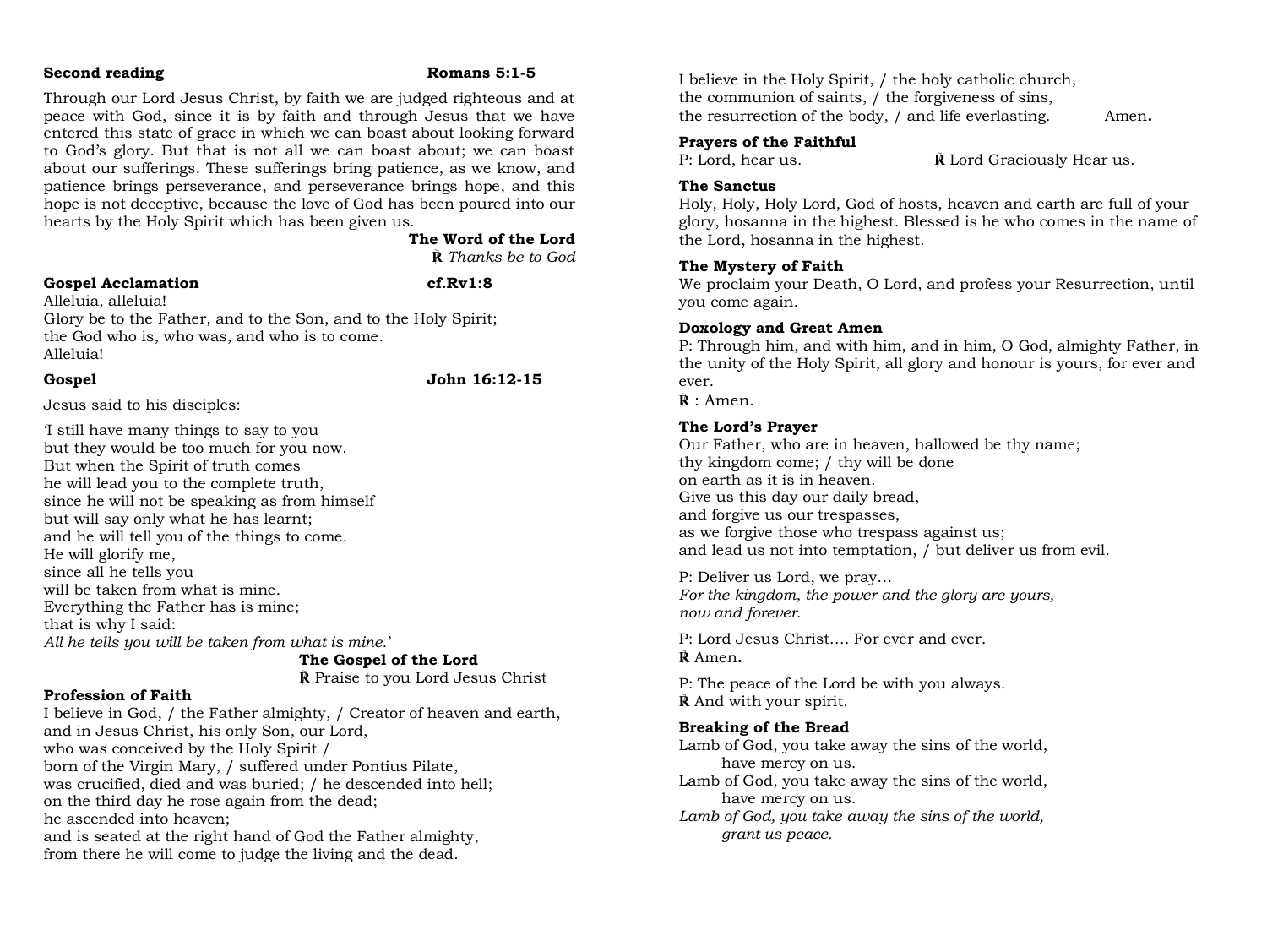**Second reading** **Romans 5:1-5**

Through our Lord Jesus Christ, by faith we are judged righteous and at peace with God, since it is by faith and through Jesus that we have entered this state of grace in which we can boast about looking forward to God's glory. But that is not all we can boast about; we can boast about our sufferings. These sufferings bring patience, as we know, and patience brings perseverance, and perseverance brings hope, and this hope is not deceptive, because the love of God has been poured into our hearts by the Holy Spirit which has been given us.

**The Word of the Lord**
℟ *Thanks be to God*

**Gospel Acclamation** **cf.Rv1:8**

Alleluia, alleluia!
Glory be to the Father, and to the Son, and to the Holy Spirit;
the God who is, who was, and who is to come.
Alleluia!

**Gospel** **John 16:12-15**

Jesus said to his disciples:

'I still have many things to say to you
but they would be too much for you now.
But when the Spirit of truth comes
he will lead you to the complete truth,
since he will not be speaking as from himself
but will say only what he has learnt;
and he will tell you of the things to come.
He will glorify me,
since all he tells you
will be taken from what is mine.
Everything the Father has is mine;
that is why I said:
*All he tells you will be taken from what is mine.'*

**The Gospel of the Lord**
℟ Praise to you Lord Jesus Christ

**Profession of Faith**

I believe in God, / the Father almighty, / Creator of heaven and earth,
and in Jesus Christ, his only Son, our Lord,
who was conceived by the Holy Spirit /
born of the Virgin Mary, / suffered under Pontius Pilate,
was crucified, died and was buried; / he descended into hell;
on the third day he rose again from the dead;
he ascended into heaven;
and is seated at the right hand of God the Father almighty,
from there he will come to judge the living and the dead.

I believe in the Holy Spirit, / the holy catholic church,
the communion of saints, / the forgiveness of sins,
the resurrection of the body, / and life everlasting. Amen**.**

**Prayers of the Faithful**

P: Lord, hear us. ℟ Lord Graciously Hear us.

**The Sanctus**

Holy, Holy, Holy Lord, God of hosts, heaven and earth are full of your glory, hosanna in the highest. Blessed is he who comes in the name of the Lord, hosanna in the highest.

**The Mystery of Faith**

We proclaim your Death, O Lord, and profess your Resurrection, until you come again.

**Doxology and Great Amen**

P: Through him, and with him, and in him, O God, almighty Father, in the unity of the Holy Spirit, all glory and honour is yours, for ever and ever.
℟ : Amen.

**The Lord's Prayer**

Our Father, who are in heaven, hallowed be thy name;
thy kingdom come; / thy will be done
on earth as it is in heaven.
Give us this day our daily bread,
and forgive us our trespasses,
as we forgive those who trespass against us;
and lead us not into temptation, / but deliver us from evil.

P: Deliver us Lord, we pray…
*For the kingdom, the power and the glory are yours,*
*now and forever.*

P: Lord Jesus Christ…. For ever and ever.
℟ Amen**.**

P: The peace of the Lord be with you always.
℟ And with your spirit.

**Breaking of the Bread**

Lamb of God, you take away the sins of the world,
have mercy on us.
Lamb of God, you take away the sins of the world,
have mercy on us.
*Lamb of God, you take away the sins of the world,*
*grant us peace.*